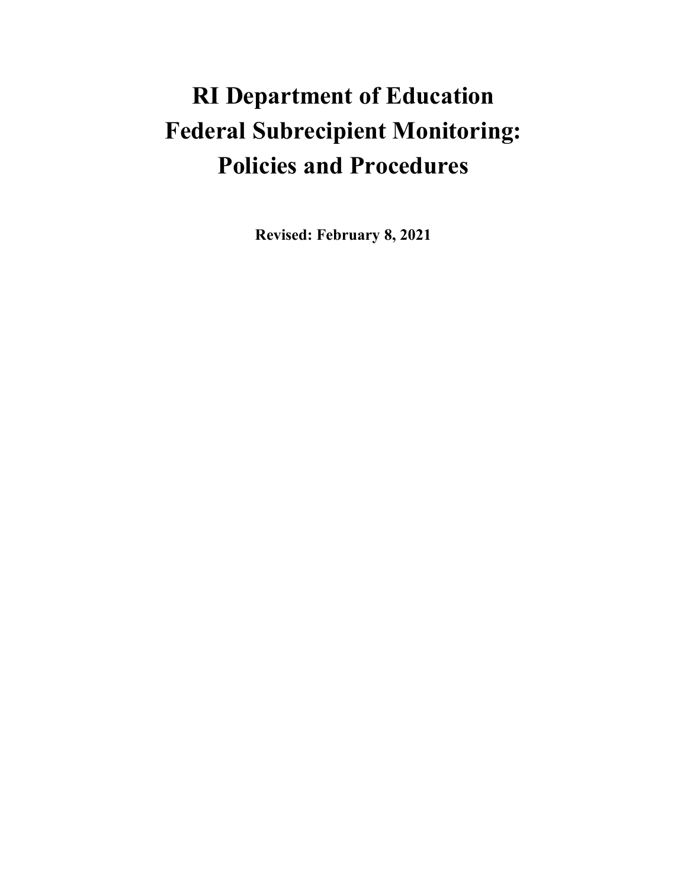# RI Department of Education
# Federal Subrecipient Monitoring:
# Policies and Procedures

**Revised: February 8, 2021**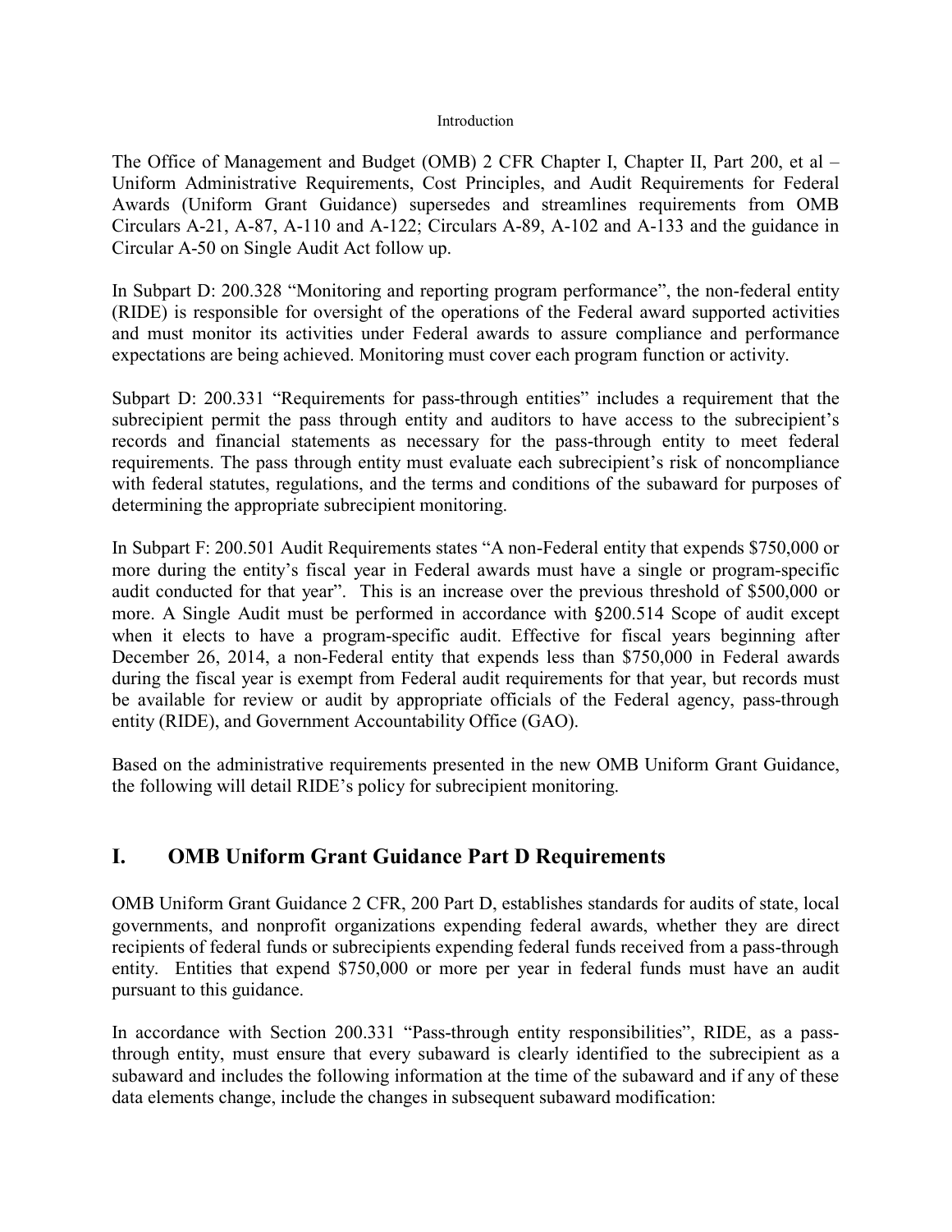Introduction

The Office of Management and Budget (OMB) 2 CFR Chapter I, Chapter II, Part 200, et al – Uniform Administrative Requirements, Cost Principles, and Audit Requirements for Federal Awards (Uniform Grant Guidance) supersedes and streamlines requirements from OMB Circulars A-21, A-87, A-110 and A-122; Circulars A-89, A-102 and A-133 and the guidance in Circular A-50 on Single Audit Act follow up.

In Subpart D: 200.328 "Monitoring and reporting program performance", the non-federal entity (RIDE) is responsible for oversight of the operations of the Federal award supported activities and must monitor its activities under Federal awards to assure compliance and performance expectations are being achieved. Monitoring must cover each program function or activity.

Subpart D: 200.331 "Requirements for pass-through entities" includes a requirement that the subrecipient permit the pass through entity and auditors to have access to the subrecipient's records and financial statements as necessary for the pass-through entity to meet federal requirements. The pass through entity must evaluate each subrecipient's risk of noncompliance with federal statutes, regulations, and the terms and conditions of the subaward for purposes of determining the appropriate subrecipient monitoring.

In Subpart F: 200.501 Audit Requirements states "A non-Federal entity that expends $750,000 or more during the entity's fiscal year in Federal awards must have a single or program-specific audit conducted for that year". This is an increase over the previous threshold of $500,000 or more. A Single Audit must be performed in accordance with §200.514 Scope of audit except when it elects to have a program-specific audit. Effective for fiscal years beginning after December 26, 2014, a non-Federal entity that expends less than $750,000 in Federal awards during the fiscal year is exempt from Federal audit requirements for that year, but records must be available for review or audit by appropriate officials of the Federal agency, pass-through entity (RIDE), and Government Accountability Office (GAO).

Based on the administrative requirements presented in the new OMB Uniform Grant Guidance, the following will detail RIDE's policy for subrecipient monitoring.

## I. OMB Uniform Grant Guidance Part D Requirements

OMB Uniform Grant Guidance 2 CFR, 200 Part D, establishes standards for audits of state, local governments, and nonprofit organizations expending federal awards, whether they are direct recipients of federal funds or subrecipients expending federal funds received from a pass-through entity. Entities that expend $750,000 or more per year in federal funds must have an audit pursuant to this guidance.

In accordance with Section 200.331 "Pass-through entity responsibilities", RIDE, as a pass-through entity, must ensure that every subaward is clearly identified to the subrecipient as a subaward and includes the following information at the time of the subaward and if any of these data elements change, include the changes in subsequent subaward modification: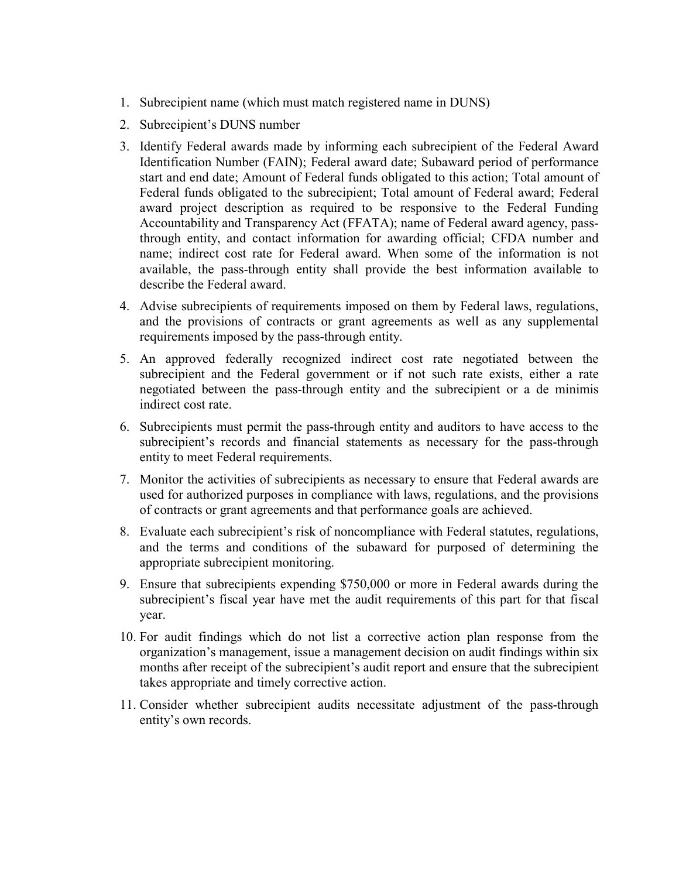1. Subrecipient name (which must match registered name in DUNS)
2. Subrecipient's DUNS number
3. Identify Federal awards made by informing each subrecipient of the Federal Award Identification Number (FAIN); Federal award date; Subaward period of performance start and end date; Amount of Federal funds obligated to this action; Total amount of Federal funds obligated to the subrecipient; Total amount of Federal award; Federal award project description as required to be responsive to the Federal Funding Accountability and Transparency Act (FFATA); name of Federal award agency, pass-through entity, and contact information for awarding official; CFDA number and name; indirect cost rate for Federal award. When some of the information is not available, the pass-through entity shall provide the best information available to describe the Federal award.
4. Advise subrecipients of requirements imposed on them by Federal laws, regulations, and the provisions of contracts or grant agreements as well as any supplemental requirements imposed by the pass-through entity.
5. An approved federally recognized indirect cost rate negotiated between the subrecipient and the Federal government or if not such rate exists, either a rate negotiated between the pass-through entity and the subrecipient or a de minimis indirect cost rate.
6. Subrecipients must permit the pass-through entity and auditors to have access to the subrecipient's records and financial statements as necessary for the pass-through entity to meet Federal requirements.
7. Monitor the activities of subrecipients as necessary to ensure that Federal awards are used for authorized purposes in compliance with laws, regulations, and the provisions of contracts or grant agreements and that performance goals are achieved.
8. Evaluate each subrecipient's risk of noncompliance with Federal statutes, regulations, and the terms and conditions of the subaward for purposed of determining the appropriate subrecipient monitoring.
9. Ensure that subrecipients expending $750,000 or more in Federal awards during the subrecipient's fiscal year have met the audit requirements of this part for that fiscal year.
10. For audit findings which do not list a corrective action plan response from the organization's management, issue a management decision on audit findings within six months after receipt of the subrecipient's audit report and ensure that the subrecipient takes appropriate and timely corrective action.
11. Consider whether subrecipient audits necessitate adjustment of the pass-through entity's own records.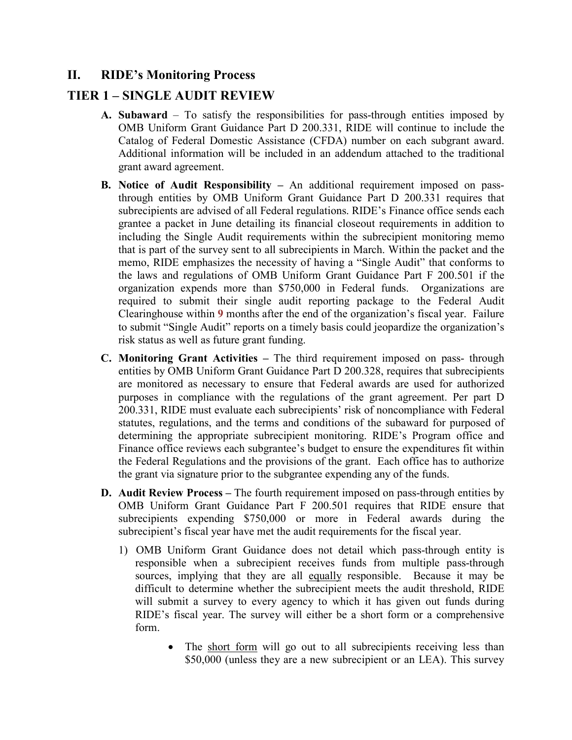## II. RIDE's Monitoring Process

## TIER 1 – SINGLE AUDIT REVIEW

**A. Subaward** – To satisfy the responsibilities for pass-through entities imposed by OMB Uniform Grant Guidance Part D 200.331, RIDE will continue to include the Catalog of Federal Domestic Assistance (CFDA) number on each subgrant award. Additional information will be included in an addendum attached to the traditional grant award agreement.

**B. Notice of Audit Responsibility** – An additional requirement imposed on pass-through entities by OMB Uniform Grant Guidance Part D 200.331 requires that subrecipients are advised of all Federal regulations. RIDE's Finance office sends each grantee a packet in June detailing its financial closeout requirements in addition to including the Single Audit requirements within the subrecipient monitoring memo that is part of the survey sent to all subrecipients in March. Within the packet and the memo, RIDE emphasizes the necessity of having a "Single Audit" that conforms to the laws and regulations of OMB Uniform Grant Guidance Part F 200.501 if the organization expends more than $750,000 in Federal funds. Organizations are required to submit their single audit reporting package to the Federal Audit Clearinghouse within **9** months after the end of the organization's fiscal year. Failure to submit "Single Audit" reports on a timely basis could jeopardize the organization's risk status as well as future grant funding.

**C. Monitoring Grant Activities** – The third requirement imposed on pass- through entities by OMB Uniform Grant Guidance Part D 200.328, requires that subrecipients are monitored as necessary to ensure that Federal awards are used for authorized purposes in compliance with the regulations of the grant agreement. Per part D 200.331, RIDE must evaluate each subrecipients' risk of noncompliance with Federal statutes, regulations, and the terms and conditions of the subaward for purposed of determining the appropriate subrecipient monitoring. RIDE's Program office and Finance office reviews each subgrantee's budget to ensure the expenditures fit within the Federal Regulations and the provisions of the grant. Each office has to authorize the grant via signature prior to the subgrantee expending any of the funds.

**D. Audit Review Process** – The fourth requirement imposed on pass-through entities by OMB Uniform Grant Guidance Part F 200.501 requires that RIDE ensure that subrecipients expending $750,000 or more in Federal awards during the subrecipient's fiscal year have met the audit requirements for the fiscal year.

1) OMB Uniform Grant Guidance does not detail which pass-through entity is responsible when a subrecipient receives funds from multiple pass-through sources, implying that they are all <u>equally</u> responsible. Because it may be difficult to determine whether the subrecipient meets the audit threshold, RIDE will submit a survey to every agency to which it has given out funds during RIDE's fiscal year. The survey will either be a short form or a comprehensive form.

   - The <u>short form</u> will go out to all subrecipients receiving less than $50,000 (unless they are a new subrecipient or an LEA). This survey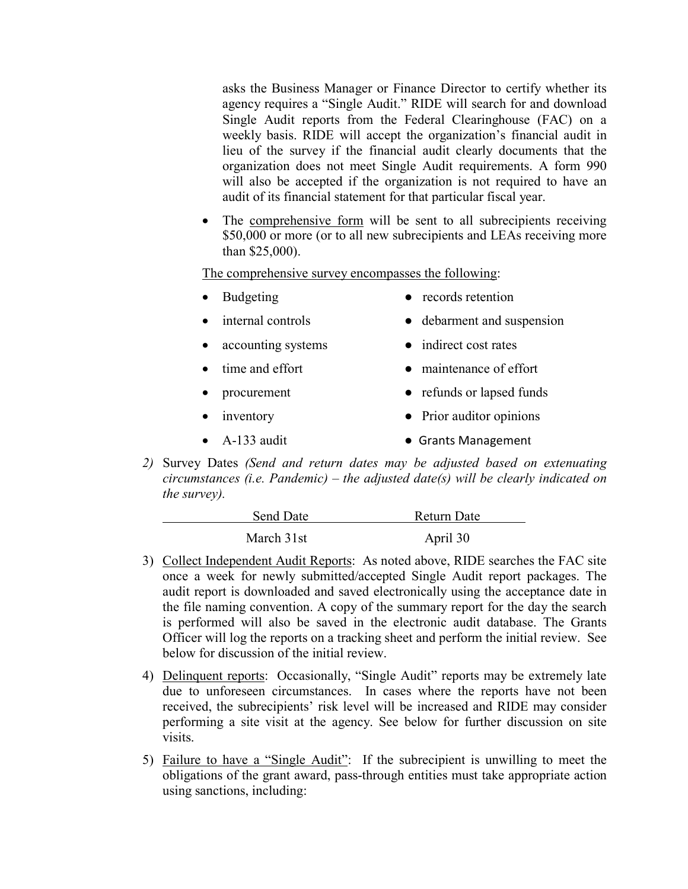asks the Business Manager or Finance Director to certify whether its agency requires a "Single Audit." RIDE will search for and download Single Audit reports from the Federal Clearinghouse (FAC) on a weekly basis. RIDE will accept the organization's financial audit in lieu of the survey if the financial audit clearly documents that the organization does not meet Single Audit requirements. A form 990 will also be accepted if the organization is not required to have an audit of its financial statement for that particular fiscal year.

- The comprehensive form will be sent to all subrecipients receiving $50,000 or more (or to all new subrecipients and LEAs receiving more than $25,000).

The comprehensive survey encompasses the following:

- Budgeting
- internal controls
- accounting systems
- time and effort
- procurement
- inventory
- A-133 audit
- records retention
- debarment and suspension
- indirect cost rates
- maintenance of effort
- refunds or lapsed funds
- Prior auditor opinions
- Grants Management

2) Survey Dates *(Send and return dates may be adjusted based on extenuating circumstances (i.e. Pandemic) – the adjusted date(s) will be clearly indicated on the survey).*

| Send Date | Return Date |
|---|---|
| March 31st | April 30 |

3) Collect Independent Audit Reports: As noted above, RIDE searches the FAC site once a week for newly submitted/accepted Single Audit report packages. The audit report is downloaded and saved electronically using the acceptance date in the file naming convention. A copy of the summary report for the day the search is performed will also be saved in the electronic audit database. The Grants Officer will log the reports on a tracking sheet and perform the initial review. See below for discussion of the initial review.

4) Delinquent reports: Occasionally, "Single Audit" reports may be extremely late due to unforeseen circumstances. In cases where the reports have not been received, the subrecipients' risk level will be increased and RIDE may consider performing a site visit at the agency. See below for further discussion on site visits.

5) Failure to have a "Single Audit": If the subrecipient is unwilling to meet the obligations of the grant award, pass-through entities must take appropriate action using sanctions, including: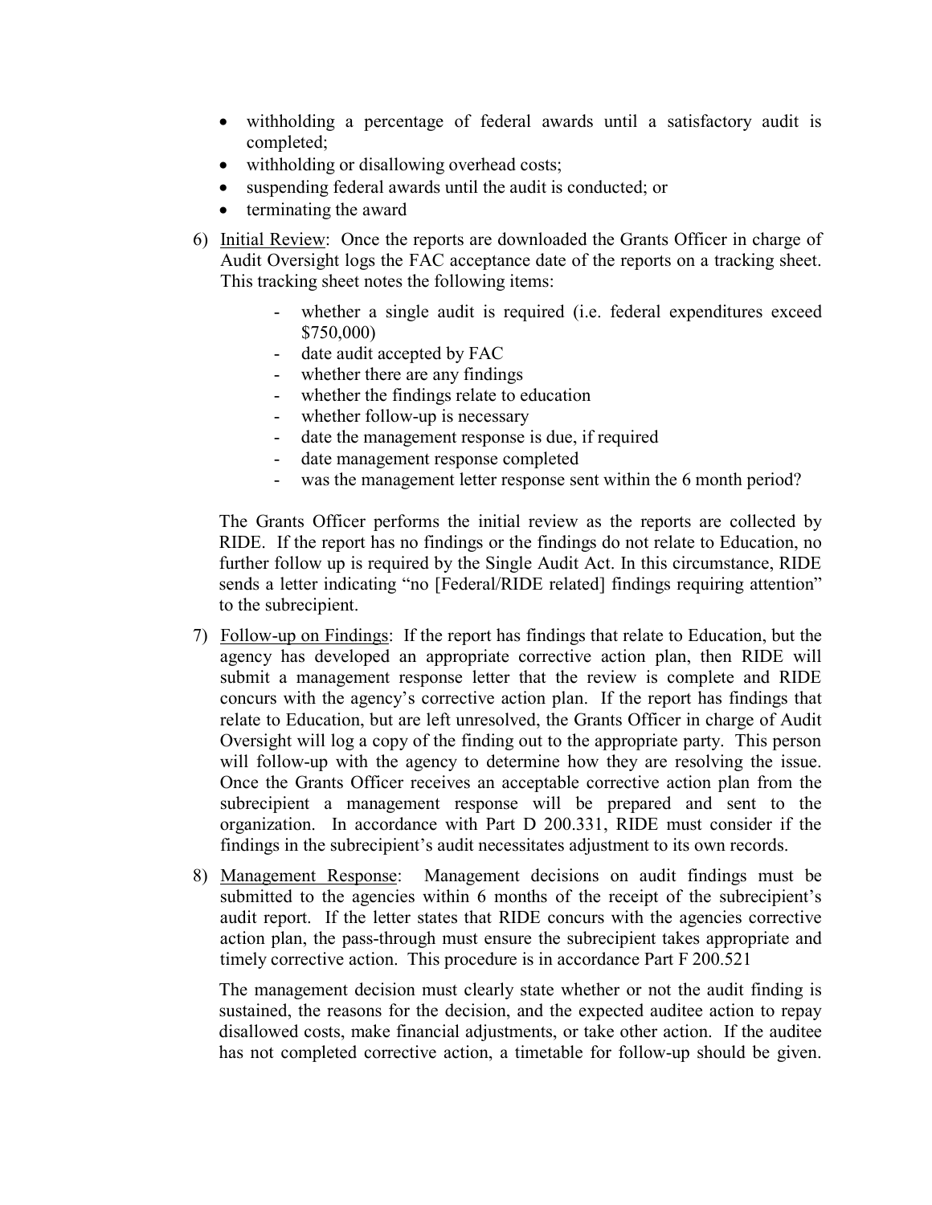- withholding a percentage of federal awards until a satisfactory audit is completed;
- withholding or disallowing overhead costs;
- suspending federal awards until the audit is conducted; or
- terminating the award

6) Initial Review: Once the reports are downloaded the Grants Officer in charge of Audit Oversight logs the FAC acceptance date of the reports on a tracking sheet. This tracking sheet notes the following items:

    - whether a single audit is required (i.e. federal expenditures exceed $750,000)
    - date audit accepted by FAC
    - whether there are any findings
    - whether the findings relate to education
    - whether follow-up is necessary
    - date the management response is due, if required
    - date management response completed
    - was the management letter response sent within the 6 month period?

    The Grants Officer performs the initial review as the reports are collected by RIDE. If the report has no findings or the findings do not relate to Education, no further follow up is required by the Single Audit Act. In this circumstance, RIDE sends a letter indicating "no [Federal/RIDE related] findings requiring attention" to the subrecipient.

7) Follow-up on Findings: If the report has findings that relate to Education, but the agency has developed an appropriate corrective action plan, then RIDE will submit a management response letter that the review is complete and RIDE concurs with the agency's corrective action plan. If the report has findings that relate to Education, but are left unresolved, the Grants Officer in charge of Audit Oversight will log a copy of the finding out to the appropriate party. This person will follow-up with the agency to determine how they are resolving the issue. Once the Grants Officer receives an acceptable corrective action plan from the subrecipient a management response will be prepared and sent to the organization. In accordance with Part D 200.331, RIDE must consider if the findings in the subrecipient's audit necessitates adjustment to its own records.

8) Management Response: Management decisions on audit findings must be submitted to the agencies within 6 months of the receipt of the subrecipient's audit report. If the letter states that RIDE concurs with the agencies corrective action plan, the pass-through must ensure the subrecipient takes appropriate and timely corrective action. This procedure is in accordance Part F 200.521

    The management decision must clearly state whether or not the audit finding is sustained, the reasons for the decision, and the expected auditee action to repay disallowed costs, make financial adjustments, or take other action. If the auditee has not completed corrective action, a timetable for follow-up should be given.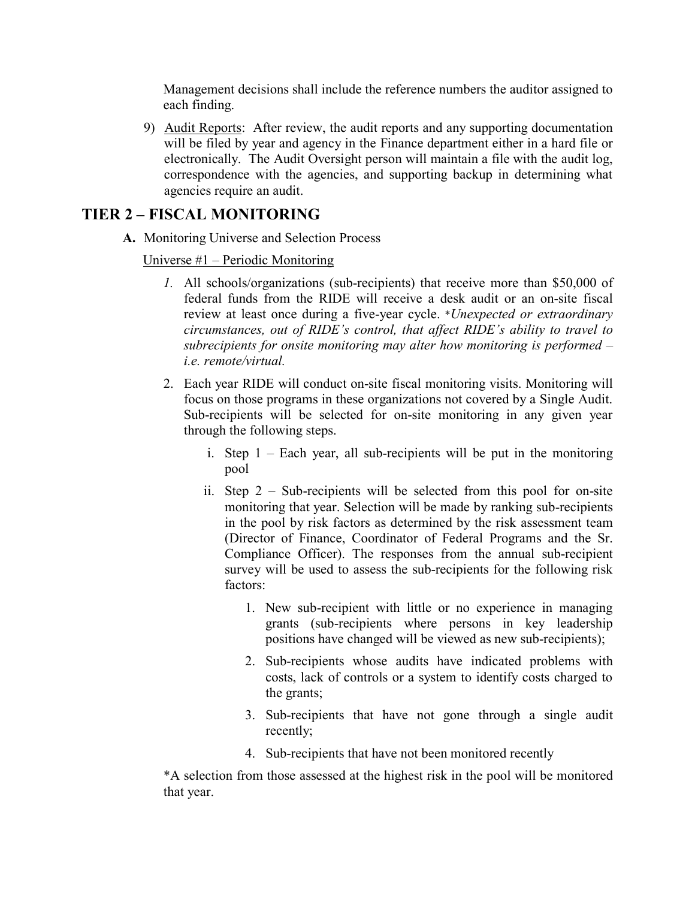Management decisions shall include the reference numbers the auditor assigned to each finding.

9) Audit Reports: After review, the audit reports and any supporting documentation will be filed by year and agency in the Finance department either in a hard file or electronically. The Audit Oversight person will maintain a file with the audit log, correspondence with the agencies, and supporting backup in determining what agencies require an audit.

## TIER 2 – FISCAL MONITORING

**A.** Monitoring Universe and Selection Process

Universe #1 – Periodic Monitoring

*1.* All schools/organizations (sub-recipients) that receive more than $50,000 of federal funds from the RIDE will receive a desk audit or an on-site fiscal review at least once during a five-year cycle. *\*Unexpected or extraordinary circumstances, out of RIDE's control, that affect RIDE's ability to travel to subrecipients for onsite monitoring may alter how monitoring is performed – i.e. remote/virtual.*

2. Each year RIDE will conduct on-site fiscal monitoring visits. Monitoring will focus on those programs in these organizations not covered by a Single Audit. Sub-recipients will be selected for on-site monitoring in any given year through the following steps.

   i. Step 1 – Each year, all sub-recipients will be put in the monitoring pool

   ii. Step 2 – Sub-recipients will be selected from this pool for on-site monitoring that year. Selection will be made by ranking sub-recipients in the pool by risk factors as determined by the risk assessment team (Director of Finance, Coordinator of Federal Programs and the Sr. Compliance Officer). The responses from the annual sub-recipient survey will be used to assess the sub-recipients for the following risk factors:

      1. New sub-recipient with little or no experience in managing grants (sub-recipients where persons in key leadership positions have changed will be viewed as new sub-recipients);
      2. Sub-recipients whose audits have indicated problems with costs, lack of controls or a system to identify costs charged to the grants;
      3. Sub-recipients that have not gone through a single audit recently;
      4. Sub-recipients that have not been monitored recently

\*A selection from those assessed at the highest risk in the pool will be monitored that year.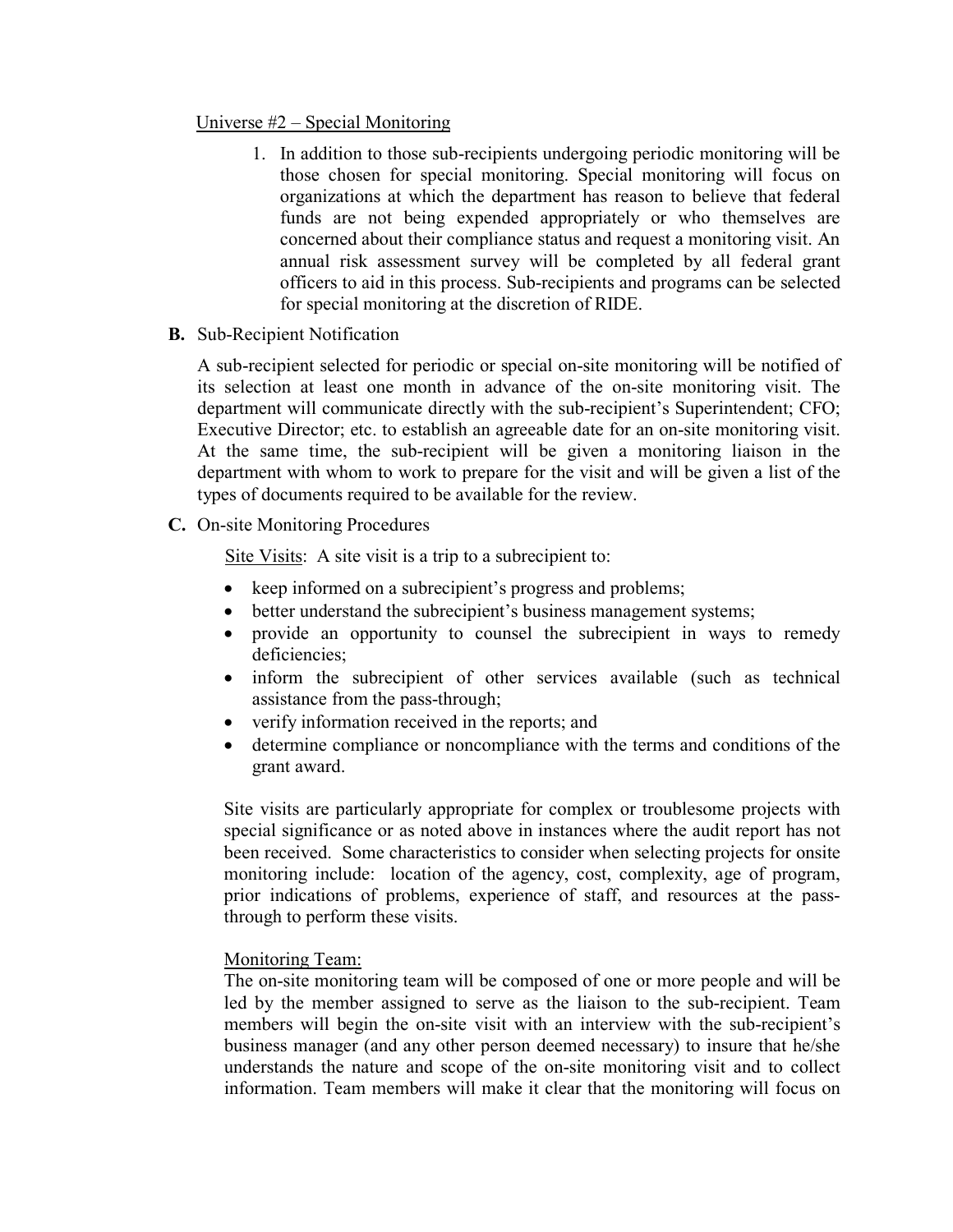Universe #2 – Special Monitoring

1. In addition to those sub-recipients undergoing periodic monitoring will be those chosen for special monitoring. Special monitoring will focus on organizations at which the department has reason to believe that federal funds are not being expended appropriately or who themselves are concerned about their compliance status and request a monitoring visit. An annual risk assessment survey will be completed by all federal grant officers to aid in this process. Sub-recipients and programs can be selected for special monitoring at the discretion of RIDE.

**B.** Sub-Recipient Notification

A sub-recipient selected for periodic or special on-site monitoring will be notified of its selection at least one month in advance of the on-site monitoring visit. The department will communicate directly with the sub-recipient's Superintendent; CFO; Executive Director; etc. to establish an agreeable date for an on-site monitoring visit. At the same time, the sub-recipient will be given a monitoring liaison in the department with whom to work to prepare for the visit and will be given a list of the types of documents required to be available for the review.

**C.** On-site Monitoring Procedures

Site Visits: A site visit is a trip to a subrecipient to:

- keep informed on a subrecipient's progress and problems;
- better understand the subrecipient's business management systems;
- provide an opportunity to counsel the subrecipient in ways to remedy deficiencies;
- inform the subrecipient of other services available (such as technical assistance from the pass-through;
- verify information received in the reports; and
- determine compliance or noncompliance with the terms and conditions of the grant award.

Site visits are particularly appropriate for complex or troublesome projects with special significance or as noted above in instances where the audit report has not been received. Some characteristics to consider when selecting projects for onsite monitoring include: location of the agency, cost, complexity, age of program, prior indications of problems, experience of staff, and resources at the pass-through to perform these visits.

Monitoring Team:

The on-site monitoring team will be composed of one or more people and will be led by the member assigned to serve as the liaison to the sub-recipient. Team members will begin the on-site visit with an interview with the sub-recipient's business manager (and any other person deemed necessary) to insure that he/she understands the nature and scope of the on-site monitoring visit and to collect information. Team members will make it clear that the monitoring will focus on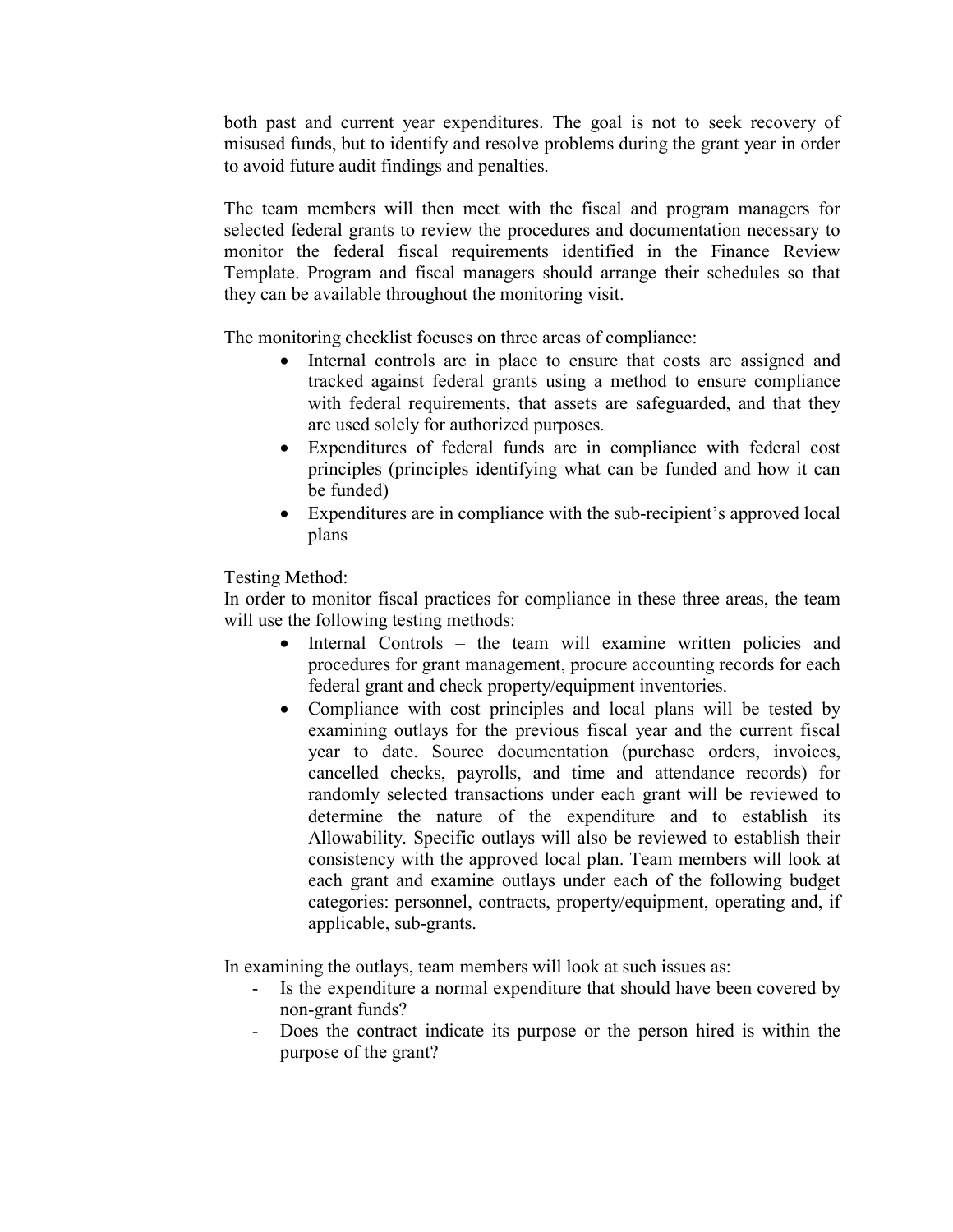both past and current year expenditures. The goal is not to seek recovery of misused funds, but to identify and resolve problems during the grant year in order to avoid future audit findings and penalties.

The team members will then meet with the fiscal and program managers for selected federal grants to review the procedures and documentation necessary to monitor the federal fiscal requirements identified in the Finance Review Template. Program and fiscal managers should arrange their schedules so that they can be available throughout the monitoring visit.

The monitoring checklist focuses on three areas of compliance:

- Internal controls are in place to ensure that costs are assigned and tracked against federal grants using a method to ensure compliance with federal requirements, that assets are safeguarded, and that they are used solely for authorized purposes.
- Expenditures of federal funds are in compliance with federal cost principles (principles identifying what can be funded and how it can be funded)
- Expenditures are in compliance with the sub-recipient's approved local plans

<u>Testing Method:</u>
In order to monitor fiscal practices for compliance in these three areas, the team will use the following testing methods:

- Internal Controls – the team will examine written policies and procedures for grant management, procure accounting records for each federal grant and check property/equipment inventories.
- Compliance with cost principles and local plans will be tested by examining outlays for the previous fiscal year and the current fiscal year to date. Source documentation (purchase orders, invoices, cancelled checks, payrolls, and time and attendance records) for randomly selected transactions under each grant will be reviewed to determine the nature of the expenditure and to establish its Allowability. Specific outlays will also be reviewed to establish their consistency with the approved local plan. Team members will look at each grant and examine outlays under each of the following budget categories: personnel, contracts, property/equipment, operating and, if applicable, sub-grants.

In examining the outlays, team members will look at such issues as:

- Is the expenditure a normal expenditure that should have been covered by non-grant funds?
- Does the contract indicate its purpose or the person hired is within the purpose of the grant?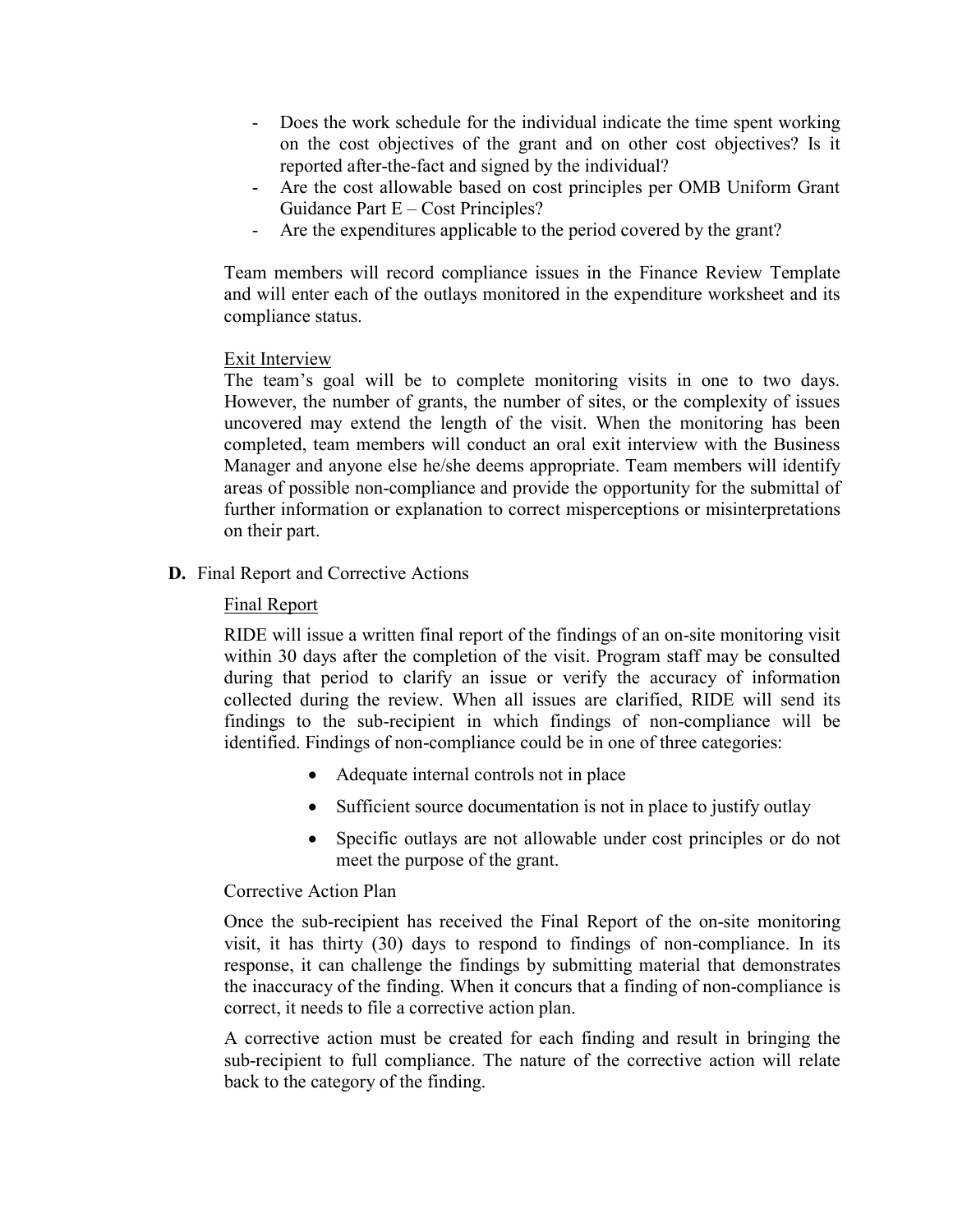- Does the work schedule for the individual indicate the time spent working on the cost objectives of the grant and on other cost objectives? Is it reported after-the-fact and signed by the individual?
- Are the cost allowable based on cost principles per OMB Uniform Grant Guidance Part E – Cost Principles?
- Are the expenditures applicable to the period covered by the grant?

Team members will record compliance issues in the Finance Review Template and will enter each of the outlays monitored in the expenditure worksheet and its compliance status.

Exit Interview

The team's goal will be to complete monitoring visits in one to two days. However, the number of grants, the number of sites, or the complexity of issues uncovered may extend the length of the visit. When the monitoring has been completed, team members will conduct an oral exit interview with the Business Manager and anyone else he/she deems appropriate. Team members will identify areas of possible non-compliance and provide the opportunity for the submittal of further information or explanation to correct misperceptions or misinterpretations on their part.

**D.** Final Report and Corrective Actions

Final Report

RIDE will issue a written final report of the findings of an on-site monitoring visit within 30 days after the completion of the visit. Program staff may be consulted during that period to clarify an issue or verify the accuracy of information collected during the review. When all issues are clarified, RIDE will send its findings to the sub-recipient in which findings of non-compliance will be identified. Findings of non-compliance could be in one of three categories:

- Adequate internal controls not in place
- Sufficient source documentation is not in place to justify outlay
- Specific outlays are not allowable under cost principles or do not meet the purpose of the grant.

Corrective Action Plan

Once the sub-recipient has received the Final Report of the on-site monitoring visit, it has thirty (30) days to respond to findings of non-compliance. In its response, it can challenge the findings by submitting material that demonstrates the inaccuracy of the finding. When it concurs that a finding of non-compliance is correct, it needs to file a corrective action plan.

A corrective action must be created for each finding and result in bringing the sub-recipient to full compliance. The nature of the corrective action will relate back to the category of the finding.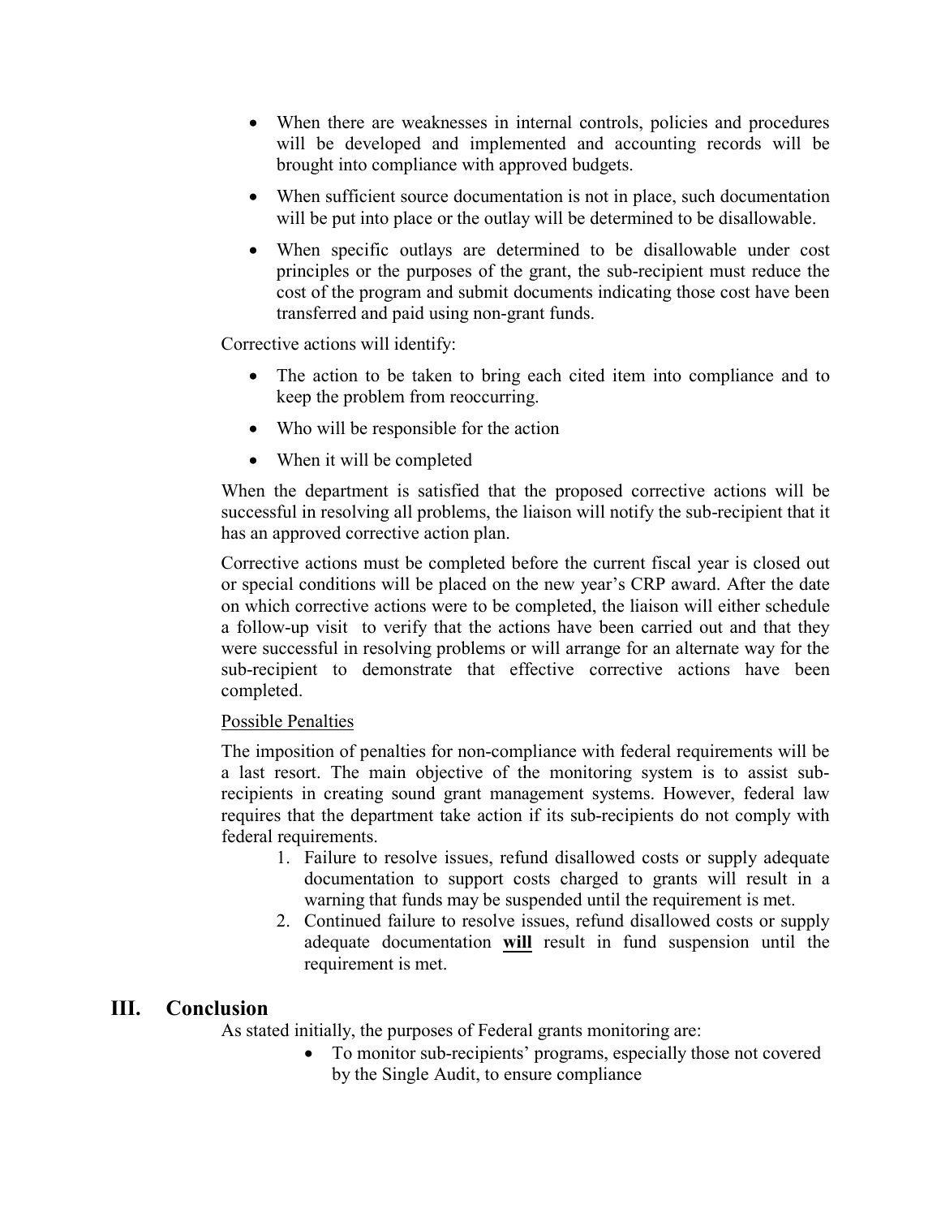- When there are weaknesses in internal controls, policies and procedures will be developed and implemented and accounting records will be brought into compliance with approved budgets.
- When sufficient source documentation is not in place, such documentation will be put into place or the outlay will be determined to be disallowable.
- When specific outlays are determined to be disallowable under cost principles or the purposes of the grant, the sub-recipient must reduce the cost of the program and submit documents indicating those cost have been transferred and paid using non-grant funds.

Corrective actions will identify:

- The action to be taken to bring each cited item into compliance and to keep the problem from reoccurring.
- Who will be responsible for the action
- When it will be completed

When the department is satisfied that the proposed corrective actions will be successful in resolving all problems, the liaison will notify the sub-recipient that it has an approved corrective action plan.

Corrective actions must be completed before the current fiscal year is closed out or special conditions will be placed on the new year's CRP award. After the date on which corrective actions were to be completed, the liaison will either schedule a follow-up visit to verify that the actions have been carried out and that they were successful in resolving problems or will arrange for an alternate way for the sub-recipient to demonstrate that effective corrective actions have been completed.

Possible Penalties

The imposition of penalties for non-compliance with federal requirements will be a last resort. The main objective of the monitoring system is to assist sub-recipients in creating sound grant management systems. However, federal law requires that the department take action if its sub-recipients do not comply with federal requirements.

1. Failure to resolve issues, refund disallowed costs or supply adequate documentation to support costs charged to grants will result in a warning that funds may be suspended until the requirement is met.
2. Continued failure to resolve issues, refund disallowed costs or supply adequate documentation **will** result in fund suspension until the requirement is met.

## III. Conclusion

As stated initially, the purposes of Federal grants monitoring are:

- To monitor sub-recipients' programs, especially those not covered by the Single Audit, to ensure compliance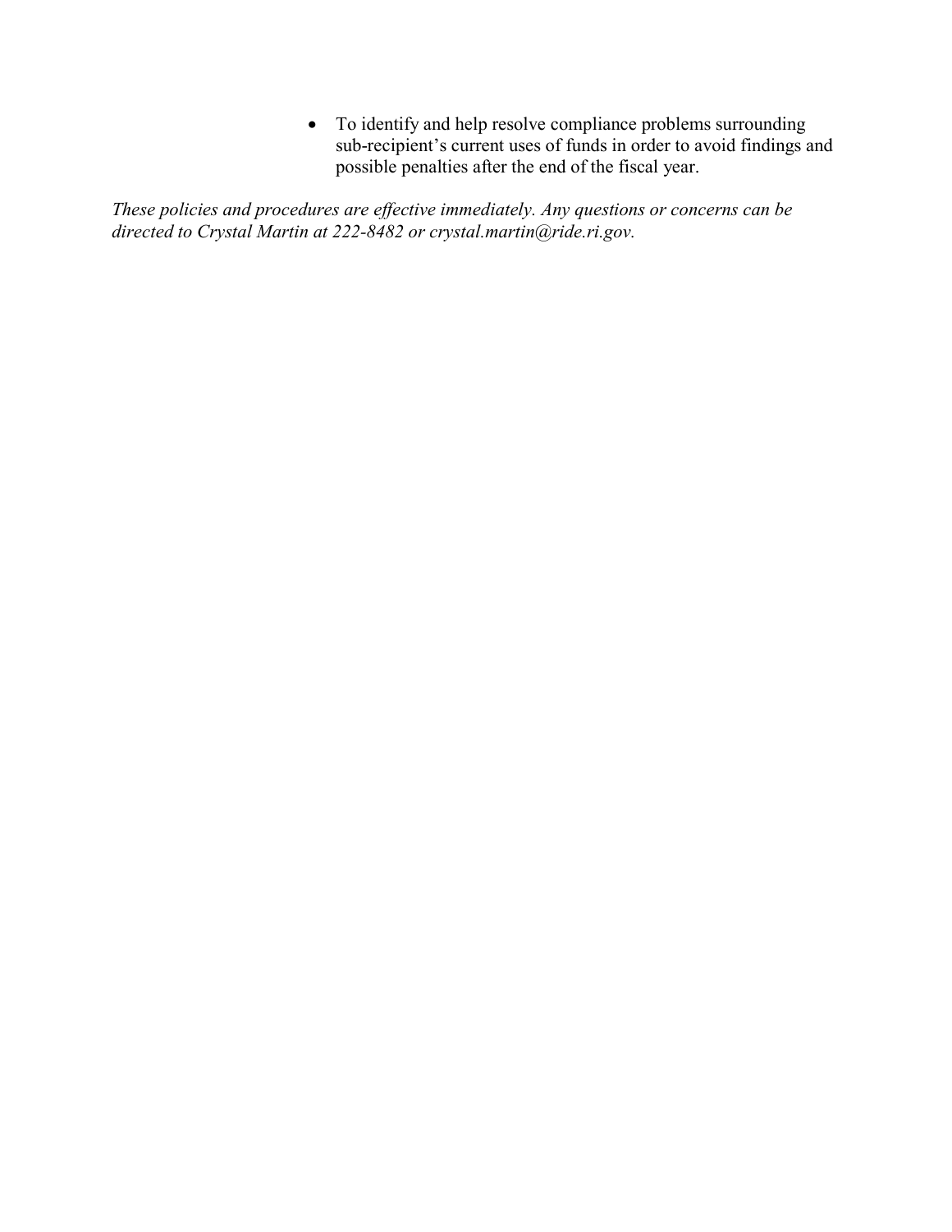- To identify and help resolve compliance problems surrounding sub-recipient's current uses of funds in order to avoid findings and possible penalties after the end of the fiscal year.

*These policies and procedures are effective immediately. Any questions or concerns can be directed to Crystal Martin at 222-8482 or crystal.martin@ride.ri.gov.*